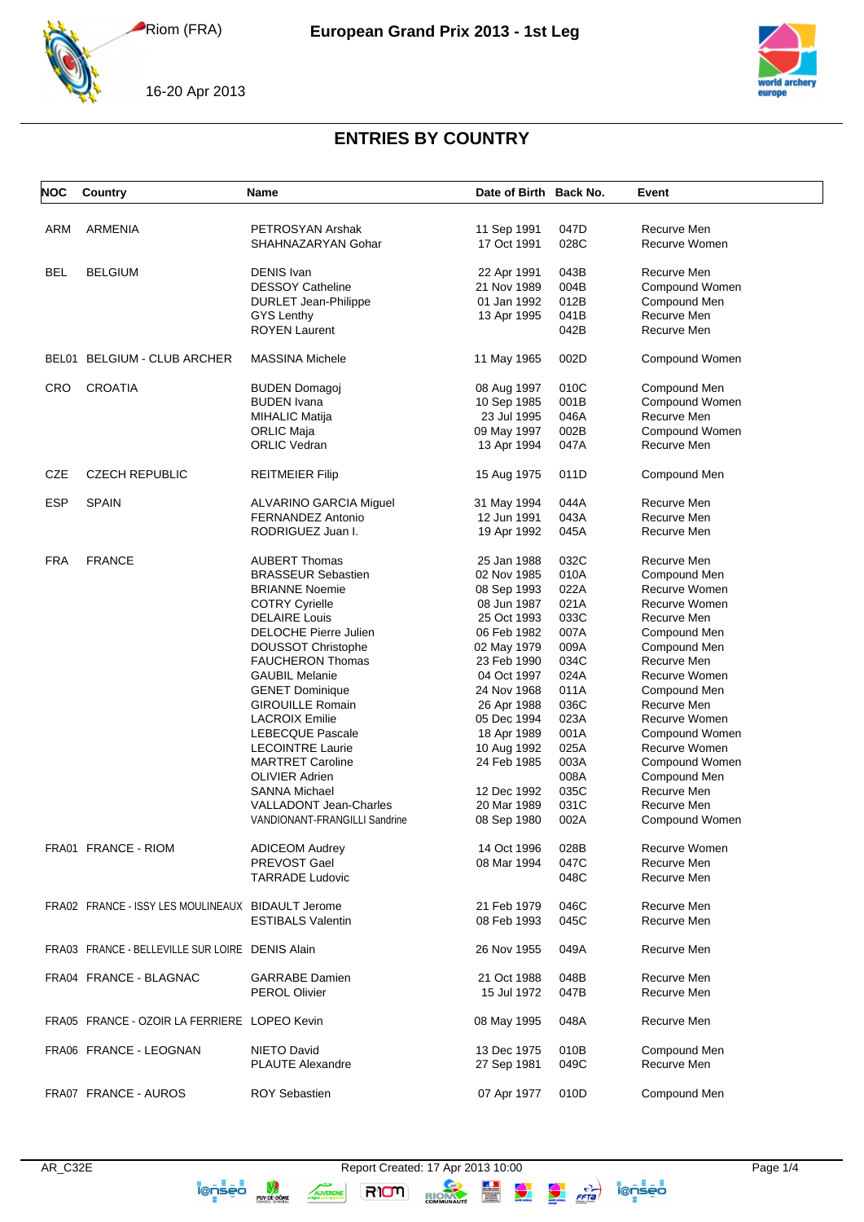# European Grand Prix 2013 - 1st Leg

Riom (FRA)

16-20 Apr 2013

## ENTRIES BY COUNTRY

| NOC | Country | Name | Date of Birth | Back No. | Event |
|---|---|---|---|---|---|
| ARM | ARMENIA | PETROSYAN Arshak | 11 Sep 1991 | 047D | Recurve Men |
| | | SHAHNAZARYAN Gohar | 17 Oct 1991 | 028C | Recurve Women |
| BEL | BELGIUM | DENIS Ivan | 22 Apr 1991 | 043B | Recurve Men |
| | | DESSOY Catheline | 21 Nov 1989 | 004B | Compound Women |
| | | DURLET Jean-Philippe | 01 Jan 1992 | 012B | Compound Men |
| | | GYS Lenthy | 13 Apr 1995 | 041B | Recurve Men |
| | | ROYEN Laurent | | 042B | Recurve Men |
| BEL01 | BELGIUM - CLUB ARCHER | MASSINA Michele | 11 May 1965 | 002D | Compound Women |
| CRO | CROATIA | BUDEN Domagoj | 08 Aug 1997 | 010C | Compound Men |
| | | BUDEN Ivana | 10 Sep 1985 | 001B | Compound Women |
| | | MIHALIC Matija | 23 Jul 1995 | 046A | Recurve Men |
| | | ORLIC Maja | 09 May 1997 | 002B | Compound Women |
| | | ORLIC Vedran | 13 Apr 1994 | 047A | Recurve Men |
| CZE | CZECH REPUBLIC | REITMEIER Filip | 15 Aug 1975 | 011D | Compound Men |
| ESP | SPAIN | ALVARINO GARCIA Miguel | 31 May 1994 | 044A | Recurve Men |
| | | FERNANDEZ Antonio | 12 Jun 1991 | 043A | Recurve Men |
| | | RODRIGUEZ Juan I. | 19 Apr 1992 | 045A | Recurve Men |
| FRA | FRANCE | AUBERT Thomas | 25 Jan 1988 | 032C | Recurve Men |
| | | BRASSEUR Sebastien | 02 Nov 1985 | 010A | Compound Men |
| | | BRIANNE Noemie | 08 Sep 1993 | 022A | Recurve Women |
| | | COTRY Cyrielle | 08 Jun 1987 | 021A | Recurve Women |
| | | DELAIRE Louis | 25 Oct 1993 | 033C | Recurve Men |
| | | DELOCHE Pierre Julien | 06 Feb 1982 | 007A | Compound Men |
| | | DOUSSOT Christophe | 02 May 1979 | 009A | Compound Men |
| | | FAUCHERON Thomas | 23 Feb 1990 | 034C | Recurve Men |
| | | GAUBIL Melanie | 04 Oct 1997 | 024A | Recurve Women |
| | | GENET Dominique | 24 Nov 1968 | 011A | Compound Men |
| | | GIROUILLE Romain | 26 Apr 1988 | 036C | Recurve Men |
| | | LACROIX Emilie | 05 Dec 1994 | 023A | Recurve Women |
| | | LEBECQUE Pascale | 18 Apr 1989 | 001A | Compound Women |
| | | LECOINTRE Laurie | 10 Aug 1992 | 025A | Recurve Women |
| | | MARTRET Caroline | 24 Feb 1985 | 003A | Compound Women |
| | | OLIVIER Adrien | | 008A | Compound Men |
| | | SANNA Michael | 12 Dec 1992 | 035C | Recurve Men |
| | | VALLADONT Jean-Charles | 20 Mar 1989 | 031C | Recurve Men |
| | | VANDIONANT-FRANGILLI Sandrine | 08 Sep 1980 | 002A | Compound Women |
| FRA01 | FRANCE - RIOM | ADICEOM Audrey | 14 Oct 1996 | 028B | Recurve Women |
| | | PREVOST Gael | 08 Mar 1994 | 047C | Recurve Men |
| | | TARRADE Ludovic | | 048C | Recurve Men |
| FRA02 | FRANCE - ISSY LES MOULINEAUX | BIDAULT Jerome | 21 Feb 1979 | 046C | Recurve Men |
| | | ESTIBALS Valentin | 08 Feb 1993 | 045C | Recurve Men |
| FRA03 | FRANCE - BELLEVILLE SUR LOIRE | DENIS Alain | 26 Nov 1955 | 049A | Recurve Men |
| FRA04 | FRANCE - BLAGNAC | GARRABE Damien | 21 Oct 1988 | 048B | Recurve Men |
| | | PEROL Olivier | 15 Jul 1972 | 047B | Recurve Men |
| FRA05 | FRANCE - OZOIR LA FERRIERE | LOPEO Kevin | 08 May 1995 | 048A | Recurve Men |
| FRA06 | FRANCE - LEOGNAN | NIETO David | 13 Dec 1975 | 010B | Compound Men |
| | | PLAUTE Alexandre | 27 Sep 1981 | 049C | Recurve Men |
| FRA07 | FRANCE - AUROS | ROY Sebastien | 07 Apr 1977 | 010D | Compound Men |

AR_C32E Report Created: 17 Apr 2013 10:00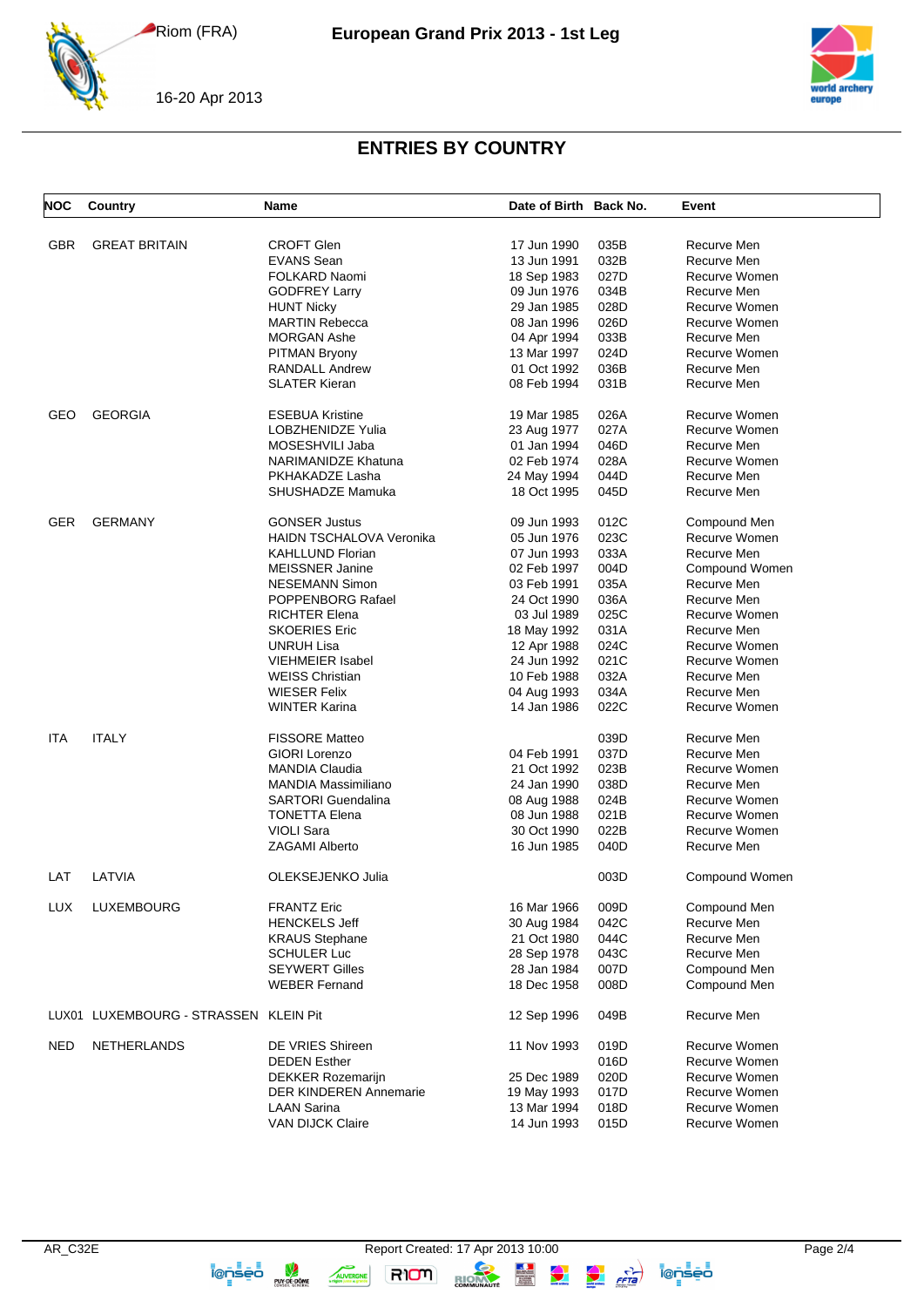# European Grand Prix 2013 - 1st Leg

Riom (FRA)

16-20 Apr 2013

## ENTRIES BY COUNTRY

| NOC | Country | Name | Date of Birth | Back No. | Event |
|---|---|---|---|---|---|
| GBR | GREAT BRITAIN | CROFT Glen | 17 Jun 1990 | 035B | Recurve Men |
| | | EVANS Sean | 13 Jun 1991 | 032B | Recurve Men |
| | | FOLKARD Naomi | 18 Sep 1983 | 027D | Recurve Women |
| | | GODFREY Larry | 09 Jun 1976 | 034B | Recurve Men |
| | | HUNT Nicky | 29 Jan 1985 | 028D | Recurve Women |
| | | MARTIN Rebecca | 08 Jan 1996 | 026D | Recurve Women |
| | | MORGAN Ashe | 04 Apr 1994 | 033B | Recurve Men |
| | | PITMAN Bryony | 13 Mar 1997 | 024D | Recurve Women |
| | | RANDALL Andrew | 01 Oct 1992 | 036B | Recurve Men |
| | | SLATER Kieran | 08 Feb 1994 | 031B | Recurve Men |
| GEO | GEORGIA | ESEBUA Kristine | 19 Mar 1985 | 026A | Recurve Women |
| | | LOBZHENIDZE Yulia | 23 Aug 1977 | 027A | Recurve Women |
| | | MOSESHVILI Jaba | 01 Jan 1994 | 046D | Recurve Men |
| | | NARIMANIDZE Khatuna | 02 Feb 1974 | 028A | Recurve Women |
| | | PKHAKADZE Lasha | 24 May 1994 | 044D | Recurve Men |
| | | SHUSHADZE Mamuka | 18 Oct 1995 | 045D | Recurve Men |
| GER | GERMANY | GONSER Justus | 09 Jun 1993 | 012C | Compound Men |
| | | HAIDN TSCHALOVA Veronika | 05 Jun 1976 | 023C | Recurve Women |
| | | KAHLLUND Florian | 07 Jun 1993 | 033A | Recurve Men |
| | | MEISSNER Janine | 02 Feb 1997 | 004D | Compound Women |
| | | NESEMANN Simon | 03 Feb 1991 | 035A | Recurve Men |
| | | POPPENBORG Rafael | 24 Oct 1990 | 036A | Recurve Men |
| | | RICHTER Elena | 03 Jul 1989 | 025C | Recurve Women |
| | | SKOERIES Eric | 18 May 1992 | 031A | Recurve Men |
| | | UNRUH Lisa | 12 Apr 1988 | 024C | Recurve Women |
| | | VIEHMEIER Isabel | 24 Jun 1992 | 021C | Recurve Women |
| | | WEISS Christian | 10 Feb 1988 | 032A | Recurve Men |
| | | WIESER Felix | 04 Aug 1993 | 034A | Recurve Men |
| | | WINTER Karina | 14 Jan 1986 | 022C | Recurve Women |
| ITA | ITALY | FISSORE Matteo | | 039D | Recurve Men |
| | | GIORI Lorenzo | 04 Feb 1991 | 037D | Recurve Men |
| | | MANDIA Claudia | 21 Oct 1992 | 023B | Recurve Women |
| | | MANDIA Massimiliano | 24 Jan 1990 | 038D | Recurve Men |
| | | SARTORI Guendalina | 08 Aug 1988 | 024B | Recurve Women |
| | | TONETTA Elena | 08 Jun 1988 | 021B | Recurve Women |
| | | VIOLI Sara | 30 Oct 1990 | 022B | Recurve Women |
| | | ZAGAMI Alberto | 16 Jun 1985 | 040D | Recurve Men |
| LAT | LATVIA | OLEKSEJENKO Julia | | 003D | Compound Women |
| LUX | LUXEMBOURG | FRANTZ Eric | 16 Mar 1966 | 009D | Compound Men |
| | | HENCKELS Jeff | 30 Aug 1984 | 042C | Recurve Men |
| | | KRAUS Stephane | 21 Oct 1980 | 044C | Recurve Men |
| | | SCHULER Luc | 28 Sep 1978 | 043C | Recurve Men |
| | | SEYWERT Gilles | 28 Jan 1984 | 007D | Compound Men |
| | | WEBER Fernand | 18 Dec 1958 | 008D | Compound Men |
| LUX01 | LUXEMBOURG - STRASSEN | KLEIN Pit | 12 Sep 1996 | 049B | Recurve Men |
| NED | NETHERLANDS | DE VRIES Shireen | 11 Nov 1993 | 019D | Recurve Women |
| | | DEDEN Esther | | 016D | Recurve Women |
| | | DEKKER Rozemarijn | 25 Dec 1989 | 020D | Recurve Women |
| | | DER KINDEREN Annemarie | 19 May 1993 | 017D | Recurve Women |
| | | LAAN Sarina | 13 Mar 1994 | 018D | Recurve Women |
| | | VAN DIJCK Claire | 14 Jun 1993 | 015D | Recurve Women |

AR_C32E Report Created: 17 Apr 2013 10:00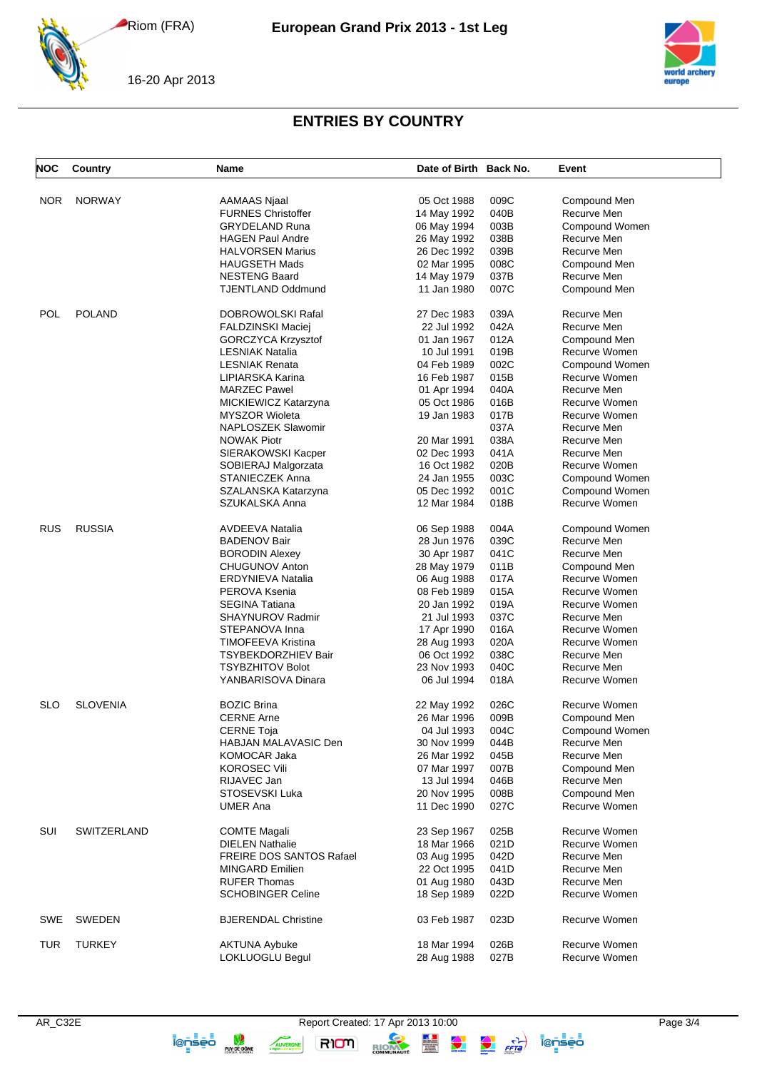# European Grand Prix 2013 - 1st Leg

Riom (FRA)

16-20 Apr 2013

## ENTRIES BY COUNTRY

| NOC | Country | Name | Date of Birth | Back No. | Event |
|---|---|---|---|---|---|
| NOR | NORWAY | AAMAAS Njaal | 05 Oct 1988 | 009C | Compound Men |
| | | FURNES Christoffer | 14 May 1992 | 040B | Recurve Men |
| | | GRYDELAND Runa | 06 May 1994 | 003B | Compound Women |
| | | HAGEN Paul Andre | 26 May 1992 | 038B | Recurve Men |
| | | HALVORSEN Marius | 26 Dec 1992 | 039B | Recurve Men |
| | | HAUGSETH Mads | 02 Mar 1995 | 008C | Compound Men |
| | | NESTENG Baard | 14 May 1979 | 037B | Recurve Men |
| | | TJENTLAND Oddmund | 11 Jan 1980 | 007C | Compound Men |
| POL | POLAND | DOBROWOLSKI Rafal | 27 Dec 1983 | 039A | Recurve Men |
| | | FALDZINSKI Maciej | 22 Jul 1992 | 042A | Recurve Men |
| | | GORCZYCA Krzysztof | 01 Jan 1967 | 012A | Compound Men |
| | | LESNIAK Natalia | 10 Jul 1991 | 019B | Recurve Women |
| | | LESNIAK Renata | 04 Feb 1989 | 002C | Compound Women |
| | | LIPIARSKA Karina | 16 Feb 1987 | 015B | Recurve Women |
| | | MARZEC Pawel | 01 Apr 1994 | 040A | Recurve Men |
| | | MICKIEWICZ Katarzyna | 05 Oct 1986 | 016B | Recurve Women |
| | | MYSZOR Wioleta | 19 Jan 1983 | 017B | Recurve Women |
| | | NAPLOSZEK Slawomir | | 037A | Recurve Men |
| | | NOWAK Piotr | 20 Mar 1991 | 038A | Recurve Men |
| | | SIERAKOWSKI Kacper | 02 Dec 1993 | 041A | Recurve Men |
| | | SOBIERAJ Malgorzata | 16 Oct 1982 | 020B | Recurve Women |
| | | STANIECZEK Anna | 24 Jan 1955 | 003C | Compound Women |
| | | SZALANSKA Katarzyna | 05 Dec 1992 | 001C | Compound Women |
| | | SZUKALSKA Anna | 12 Mar 1984 | 018B | Recurve Women |
| RUS | RUSSIA | AVDEEVA Natalia | 06 Sep 1988 | 004A | Compound Women |
| | | BADENOV Bair | 28 Jun 1976 | 039C | Recurve Men |
| | | BORODIN Alexey | 30 Apr 1987 | 041C | Recurve Men |
| | | CHUGUNOV Anton | 28 May 1979 | 011B | Compound Men |
| | | ERDYNIEVA Natalia | 06 Aug 1988 | 017A | Recurve Women |
| | | PEROVA Ksenia | 08 Feb 1989 | 015A | Recurve Women |
| | | SEGINA Tatiana | 20 Jan 1992 | 019A | Recurve Women |
| | | SHAYNUROV Radmir | 21 Jul 1993 | 037C | Recurve Men |
| | | STEPANOVA Inna | 17 Apr 1990 | 016A | Recurve Women |
| | | TIMOFEEVA Kristina | 28 Aug 1993 | 020A | Recurve Women |
| | | TSYBEKDORZHIEV Bair | 06 Oct 1992 | 038C | Recurve Men |
| | | TSYBZHITOV Bolot | 23 Nov 1993 | 040C | Recurve Men |
| | | YANBARISOVA Dinara | 06 Jul 1994 | 018A | Recurve Women |
| SLO | SLOVENIA | BOZIC Brina | 22 May 1992 | 026C | Recurve Women |
| | | CERNE Arne | 26 Mar 1996 | 009B | Compound Men |
| | | CERNE Toja | 04 Jul 1993 | 004C | Compound Women |
| | | HABJAN MALAVASIC Den | 30 Nov 1999 | 044B | Recurve Men |
| | | KOMOCAR Jaka | 26 Mar 1992 | 045B | Recurve Men |
| | | KOROSEC Vili | 07 Mar 1997 | 007B | Compound Men |
| | | RIJAVEC Jan | 13 Jul 1994 | 046B | Recurve Men |
| | | STOSEVSKI Luka | 20 Nov 1995 | 008B | Compound Men |
| | | UMER Ana | 11 Dec 1990 | 027C | Recurve Women |
| SUI | SWITZERLAND | COMTE Magali | 23 Sep 1967 | 025B | Recurve Women |
| | | DIELEN Nathalie | 18 Mar 1966 | 021D | Recurve Women |
| | | FREIRE DOS SANTOS Rafael | 03 Aug 1995 | 042D | Recurve Men |
| | | MINGARD Emilien | 22 Oct 1995 | 041D | Recurve Men |
| | | RUFER Thomas | 01 Aug 1980 | 043D | Recurve Men |
| | | SCHOBINGER Celine | 18 Sep 1989 | 022D | Recurve Women |
| SWE | SWEDEN | BJERENDAL Christine | 03 Feb 1987 | 023D | Recurve Women |
| TUR | TURKEY | AKTUNA Aybuke | 18 Mar 1994 | 026B | Recurve Women |
| | | LOKLUOGLU Begul | 28 Aug 1988 | 027B | Recurve Women |

AR_C32E Report Created: 17 Apr 2013 10:00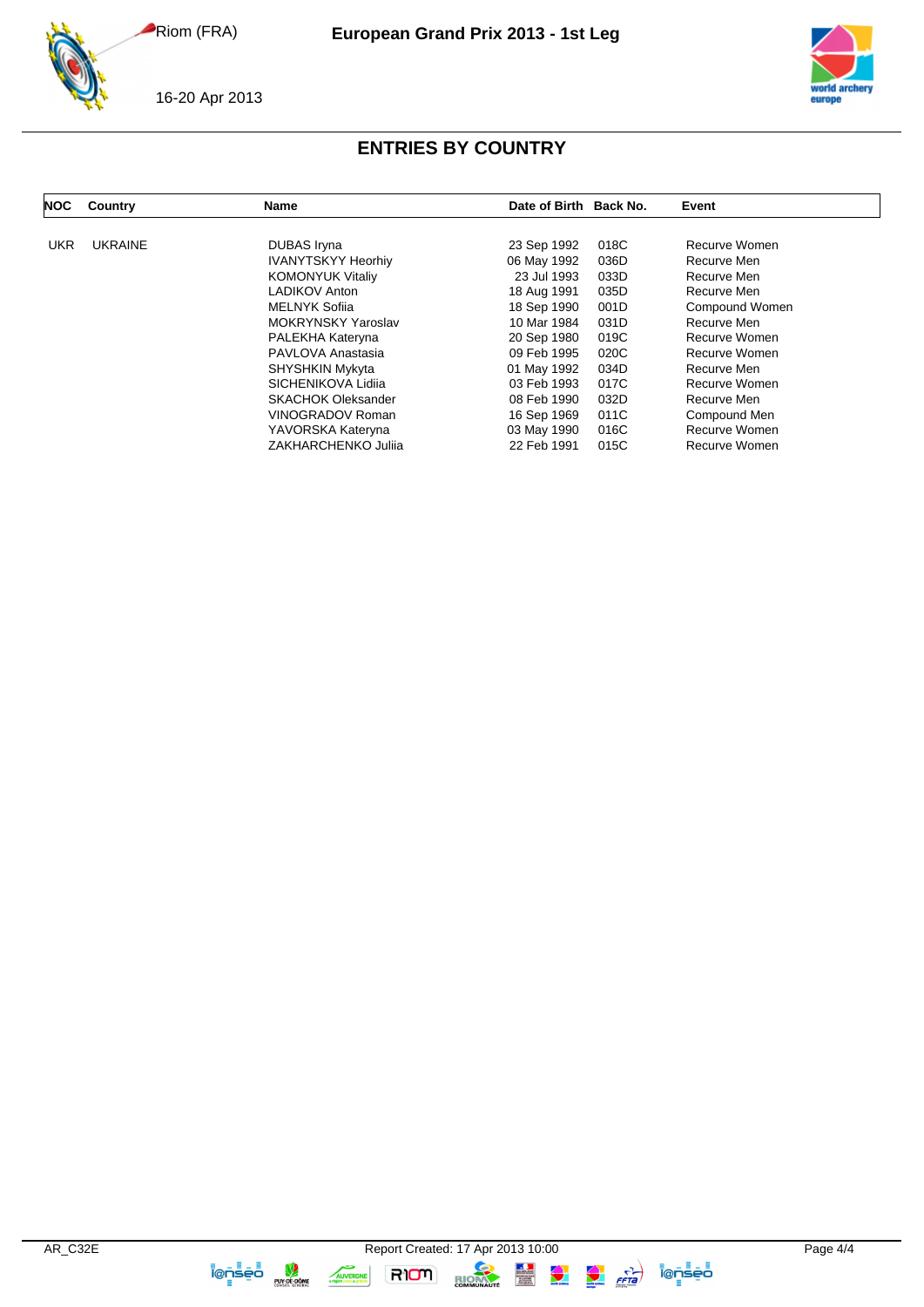# ENTRIES BY COUNTRY

| NOC | Country | Name | Date of Birth | Back No. | Event |
|---|---|---|---|---|---|
| UKR | UKRAINE | DUBAS Iryna | 23 Sep 1992 | 018C | Recurve Women |
| | | IVANYTSKYY Heorhiy | 06 May 1992 | 036D | Recurve Men |
| | | KOMONYUK Vitaliy | 23 Jul 1993 | 033D | Recurve Men |
| | | LADIKOV Anton | 18 Aug 1991 | 035D | Recurve Men |
| | | MELNYK Sofiia | 18 Sep 1990 | 001D | Compound Women |
| | | MOKRYNSKY Yaroslav | 10 Mar 1984 | 031D | Recurve Men |
| | | PALEKHA Kateryna | 20 Sep 1980 | 019C | Recurve Women |
| | | PAVLOVA Anastasia | 09 Feb 1995 | 020C | Recurve Women |
| | | SHYSHKIN Mykyta | 01 May 1992 | 034D | Recurve Men |
| | | SICHENIKOVA Lidiia | 03 Feb 1993 | 017C | Recurve Women |
| | | SKACHOK Oleksander | 08 Feb 1990 | 032D | Recurve Men |
| | | VINOGRADOV Roman | 16 Sep 1969 | 011C | Compound Men |
| | | YAVORSKA Kateryna | 03 May 1990 | 016C | Recurve Women |
| | | ZAKHARCHENKO Juliia | 22 Feb 1991 | 015C | Recurve Women |